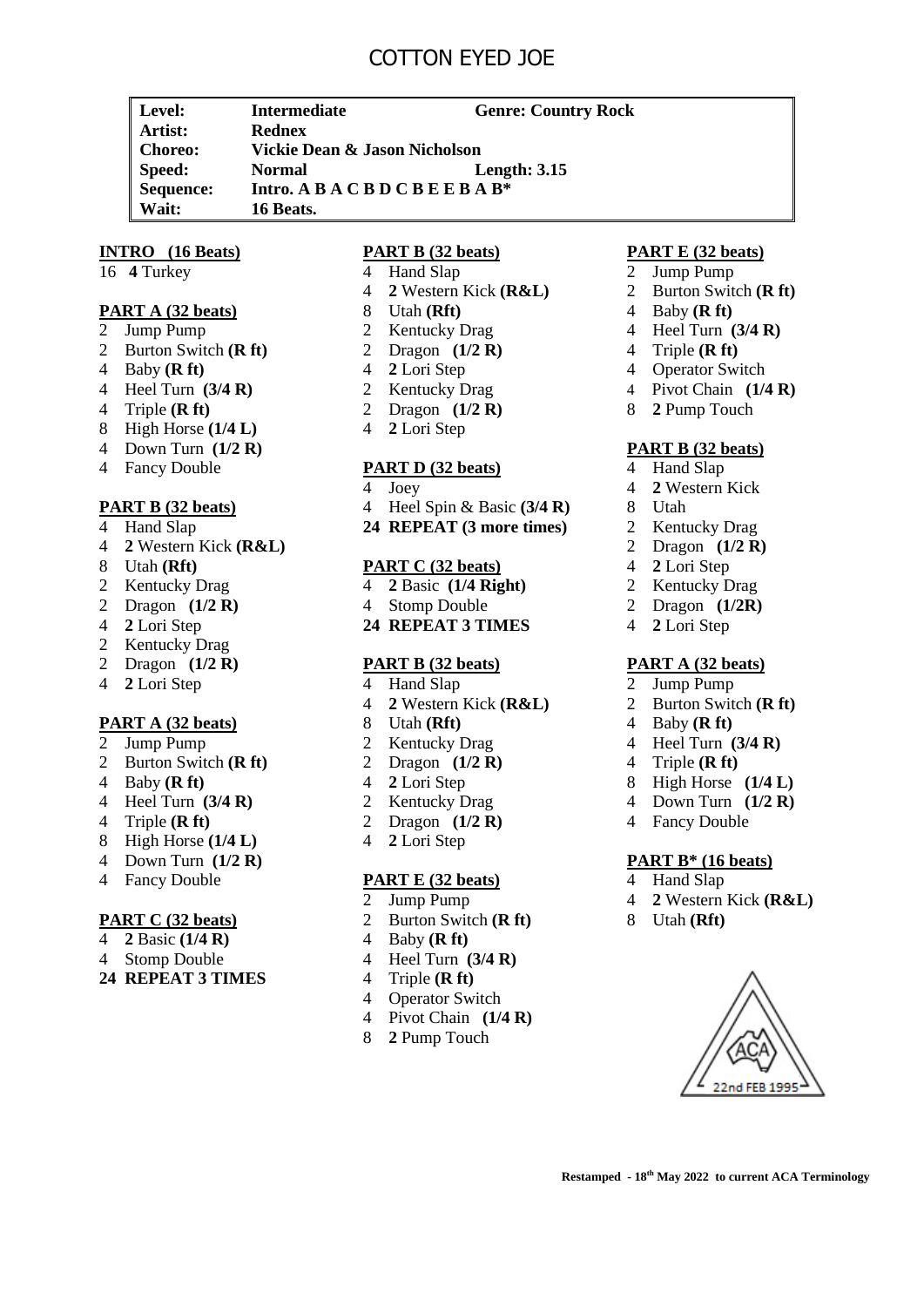# COTTON EYED JOE

| Level: | Intermediate | Genre: Country Rock |
|---|---|---|
| Artist: | Rednex | |
| Choreo: | Vickie Dean & Jason Nicholson | |
| Speed: | Normal | Length: 3.15 |
| Sequence: | Intro. A B A C B D C B E E B A B* | |
| Wait: | 16 Beats. | |

**INTRO (16 Beats)**

16 **4** Turkey

**PART A (32 beats)**

2 Jump Pump
2 Burton Switch **(R ft)**
4 Baby **(R ft)**
4 Heel Turn **(3/4 R)**
4 Triple **(R ft)**
8 High Horse **(1/4 L)**
4 Down Turn **(1/2 R)**
4 Fancy Double

**PART B (32 beats)**

4 Hand Slap
4 **2** Western Kick **(R&L)**
8 Utah **(Rft)**
2 Kentucky Drag
2 Dragon **(1/2 R)**
4 **2** Lori Step
2 Kentucky Drag
2 Dragon **(1/2 R)**
4 **2** Lori Step

**PART A (32 beats)**

2 Jump Pump
2 Burton Switch **(R ft)**
4 Baby **(R ft)**
4 Heel Turn **(3/4 R)**
4 Triple **(R ft)**
8 High Horse **(1/4 L)**
4 Down Turn **(1/2 R)**
4 Fancy Double

**PART C (32 beats)**

4 **2** Basic **(1/4 R)**
4 Stomp Double
**24 REPEAT 3 TIMES**

**PART B (32 beats)**

4 Hand Slap
4 **2** Western Kick **(R&L)**
8 Utah **(Rft)**
2 Kentucky Drag
2 Dragon **(1/2 R)**
4 **2** Lori Step
2 Kentucky Drag
2 Dragon **(1/2 R)**
4 **2** Lori Step

**PART D (32 beats)**

4 Joey
4 Heel Spin & Basic **(3/4 R)**
**24 REPEAT (3 more times)**

**PART C (32 beats)**

4 **2** Basic **(1/4 Right)**
4 Stomp Double
**24 REPEAT 3 TIMES**

**PART B (32 beats)**

4 Hand Slap
4 **2** Western Kick **(R&L)**
8 Utah **(Rft)**
2 Kentucky Drag
2 Dragon **(1/2 R)**
4 **2** Lori Step
2 Kentucky Drag
2 Dragon **(1/2 R)**
4 **2** Lori Step

**PART E (32 beats)**

2 Jump Pump
2 Burton Switch **(R ft)**
4 Baby **(R ft)**
4 Heel Turn **(3/4 R)**
4 Triple **(R ft)**
4 Operator Switch
4 Pivot Chain **(1/4 R)**
8 **2** Pump Touch

**PART E (32 beats)**

2 Jump Pump
2 Burton Switch **(R ft)**
4 Baby **(R ft)**
4 Heel Turn **(3/4 R)**
4 Triple **(R ft)**
4 Operator Switch
4 Pivot Chain **(1/4 R)**
8 **2** Pump Touch

**PART B (32 beats)**

4 Hand Slap
4 **2** Western Kick
8 Utah
2 Kentucky Drag
2 Dragon **(1/2 R)**
4 **2** Lori Step
2 Kentucky Drag
2 Dragon **(1/2R)**
4 **2** Lori Step

**PART A (32 beats)**

2 Jump Pump
2 Burton Switch **(R ft)**
4 Baby **(R ft)**
4 Heel Turn **(3/4 R)**
4 Triple **(R ft)**
8 High Horse **(1/4 L)**
4 Down Turn **(1/2 R)**
4 Fancy Double

**PART B* (16 beats)**

4 Hand Slap
4 **2** Western Kick **(R&L)**
8 Utah **(Rft)**

ACA 22nd FEB 1995

**Restamped - 18th May 2022 to current ACA Terminology**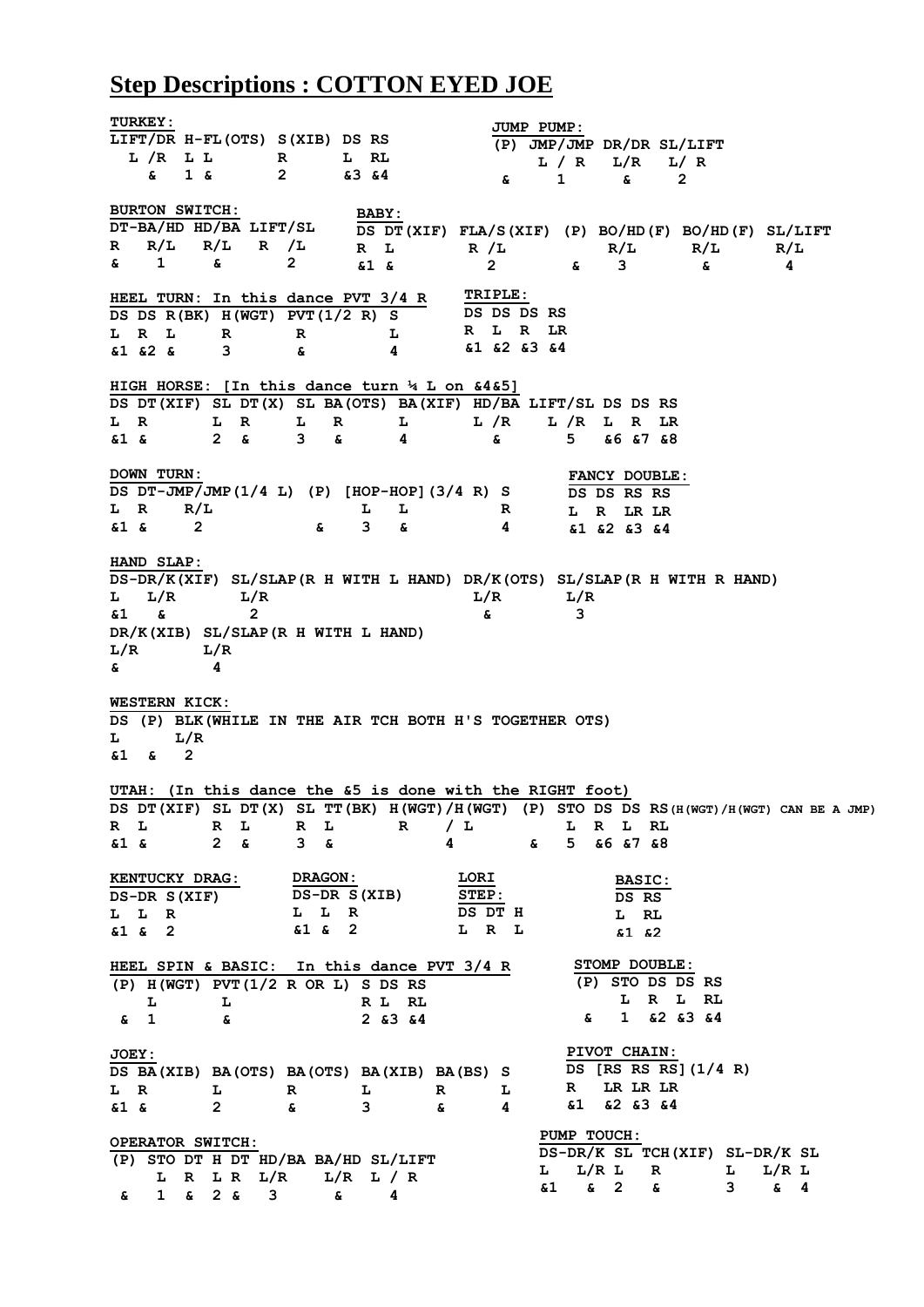# Step Descriptions : COTTON EYED JOE

```
TURKEY:
LIFT/DR H-FL(OTS) S(XIB) DS RS
  L /R  L L       R       L  RL
    &   1 &       2      &3 &4
```

```
JUMP PUMP:
(P) JMP/JMP DR/DR SL/LIFT
     L / R   L/R   L/ R
 &     1      &     2
```

```
BURTON SWITCH:
DT-BA/HD HD/BA LIFT/SL
R   R/L   R/L   R  /L
&    1     &     2
```

```
BABY:
DS DT(XIF) FLA/S(XIF) (P) BO/HD(F) BO/HD(F) SL/LIFT
R  L        R /L           R/L      R/L      R/L
&1 &          2        &    3        &        4
```

```
HEEL TURN: In this dance PVT 3/4 R
DS DS R(BK) H(WGT) PVT(1/2 R) S
L  R  L      R       R        L
&1 &2 &      3       &        4
```

```
TRIPLE:
DS DS DS RS
R  L  R  LR
&1 &2 &3 &4
```

```
HIGH HORSE: [In this dance turn ¼ L on &4&5]
DS DT(XIF) SL DT(X) SL BA(OTS) BA(XIF) HD/BA LIFT/SL DS DS RS
L  R        L  R     L  R       L       L /R   L /R  L  R  LR
&1 &        2  &     3  &       4         &     5    &6 &7 &8
```

```
DOWN TURN:
DS DT-JMP/JMP(1/4 L) (P) [HOP-HOP](3/4 R) S
L  R   R/L                 L   L          R
&1 &    2             &    3   &          4
```

```
FANCY DOUBLE:
DS DS RS RS
L  R  LR LR
&1 &2 &3 &4
```

```
HAND SLAP:
DS-DR/K(XIF) SL/SLAP(R H WITH L HAND) DR/K(OTS) SL/SLAP(R H WITH R HAND)
L   L/R       L/R                      L/R       L/R
&1   &         2                        &         3
DR/K(XIB) SL/SLAP(R H WITH L HAND)
L/R       L/R
&          4
```

```
WESTERN KICK:
DS (P) BLK(WHILE IN THE AIR TCH BOTH H'S TOGETHER OTS)
L      L/R
&1  &   2
```

```
UTAH: (In this dance the &5 is done with the RIGHT foot)
DS DT(XIF) SL DT(X) SL TT(BK) H(WGT)/H(WGT) (P) STO DS DS RS(H(WGT)/H(WGT) CAN BE A JMP)
R  L        R  L     R  L        R    / L        L  R  L  RL
&1 &        2  &     3  &           4       &    5  &6 &7 &8
```

```
KENTUCKY DRAG:
DS-DR S(XIF)
L  L  R
&1 &  2
```

```
DRAGON:
DS-DR S(XIB)
L  L  R
&1 &  2
```

```
LORI STEP:
DS DT H
L  R  L
```

```
BASIC:
DS RS
L  RL
&1 &2
```

```
HEEL SPIN & BASIC:  In this dance PVT 3/4 R
(P) H(WGT) PVT(1/2 R OR L) S DS RS
    L      L               R L  RL
 &  1      &               2 &3 &4
```

```
STOMP DOUBLE:
(P) STO DS DS RS
     L  R  L  RL
 &   1  &2 &3 &4
```

```
JOEY:
DS BA(XIB) BA(OTS) BA(OTS) BA(XIB) BA(BS) S
L  R       L       R       L       R      L
&1 &       2       &       3       &      4
```

```
PIVOT CHAIN:
DS  [RS RS RS](1/4 R)
R    LR LR LR
&1   &2 &3 &4
```

```
OPERATOR SWITCH:
(P) STO DT H DT HD/BA BA/HD SL/LIFT
     L  R  L R  L/R    L/R  L / R
 &   1  &  2 &   3      &     4
```

```
PUMP TOUCH:
DS-DR/K SL TCH(XIF) SL-DR/K SL
L   L/R L   R        L   L/R L
&1   &  2   &        3    &  4
```